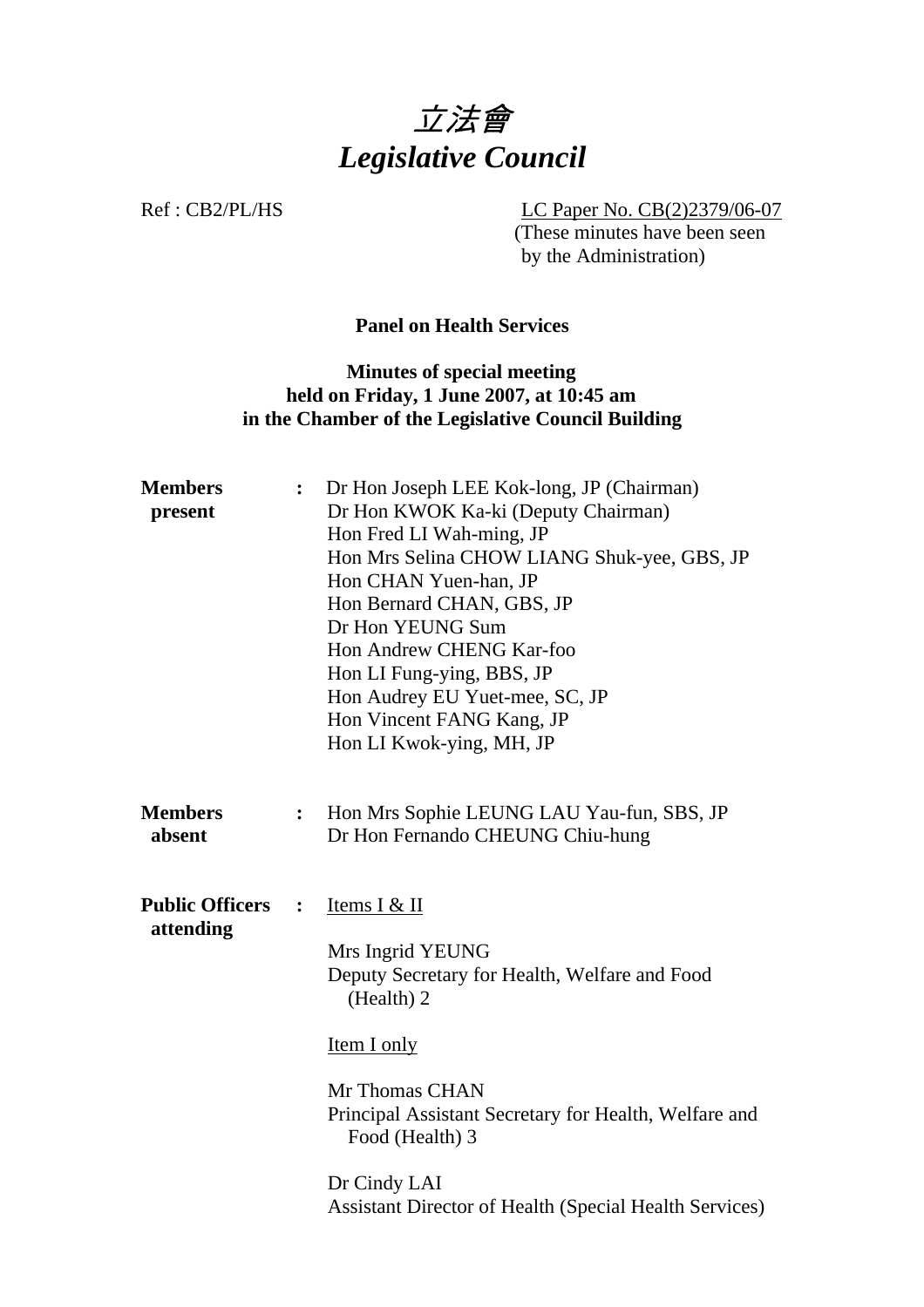# 立法會
# *Legislative Council*

Ref : CB2/PL/HS

LC Paper No. CB(2)2379/06-07
(These minutes have been seen by the Administration)

**Panel on Health Services**

**Minutes of special meeting held on Friday, 1 June 2007, at 10:45 am in the Chamber of the Legislative Council Building**

**Members present** :
Dr Hon Joseph LEE Kok-long, JP (Chairman)
Dr Hon KWOK Ka-ki (Deputy Chairman)
Hon Fred LI Wah-ming, JP
Hon Mrs Selina CHOW LIANG Shuk-yee, GBS, JP
Hon CHAN Yuen-han, JP
Hon Bernard CHAN, GBS, JP
Dr Hon YEUNG Sum
Hon Andrew CHENG Kar-foo
Hon LI Fung-ying, BBS, JP
Hon Audrey EU Yuet-mee, SC, JP
Hon Vincent FANG Kang, JP
Hon LI Kwok-ying, MH, JP

**Members absent** :
Hon Mrs Sophie LEUNG LAU Yau-fun, SBS, JP
Dr Hon Fernando CHEUNG Chiu-hung

**Public Officers attending** :
Items I & II

Mrs Ingrid YEUNG
Deputy Secretary for Health, Welfare and Food (Health) 2

Item I only

Mr Thomas CHAN
Principal Assistant Secretary for Health, Welfare and Food (Health) 3

Dr Cindy LAI
Assistant Director of Health (Special Health Services)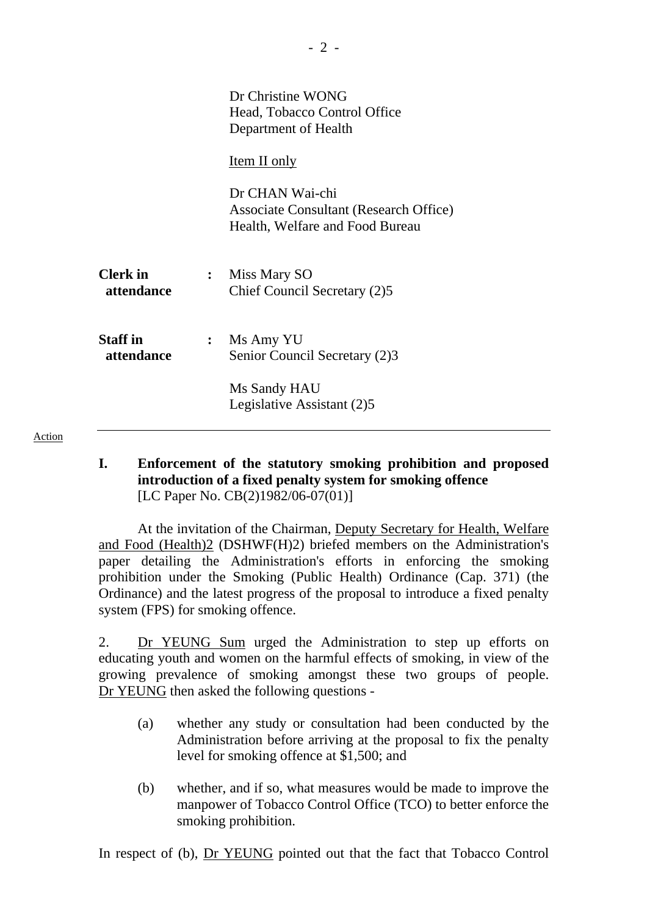Dr Christine WONG
Head, Tobacco Control Office
Department of Health

<u>Item II only</u>

Dr CHAN Wai-chi
Associate Consultant (Research Office)
Health, Welfare and Food Bureau

**Clerk in attendance** : Miss Mary SO
Chief Council Secretary (2)5

**Staff in attendance** : Ms Amy YU
Senior Council Secretary (2)3

Ms Sandy HAU
Legislative Assistant (2)5

---

Action

**I. Enforcement of the statutory smoking prohibition and proposed introduction of a fixed penalty system for smoking offence**
[LC Paper No. CB(2)1982/06-07(01)]

At the invitation of the Chairman, <u>Deputy Secretary for Health, Welfare and Food (Health)2</u> (DSHWF(H)2) briefed members on the Administration's paper detailing the Administration's efforts in enforcing the smoking prohibition under the Smoking (Public Health) Ordinance (Cap. 371) (the Ordinance) and the latest progress of the proposal to introduce a fixed penalty system (FPS) for smoking offence.

2. <u>Dr YEUNG Sum</u> urged the Administration to step up efforts on educating youth and women on the harmful effects of smoking, in view of the growing prevalence of smoking amongst these two groups of people. <u>Dr YEUNG</u> then asked the following questions -

(a) whether any study or consultation had been conducted by the Administration before arriving at the proposal to fix the penalty level for smoking offence at $1,500; and

(b) whether, and if so, what measures would be made to improve the manpower of Tobacco Control Office (TCO) to better enforce the smoking prohibition.

In respect of (b), <u>Dr YEUNG</u> pointed out that the fact that Tobacco Control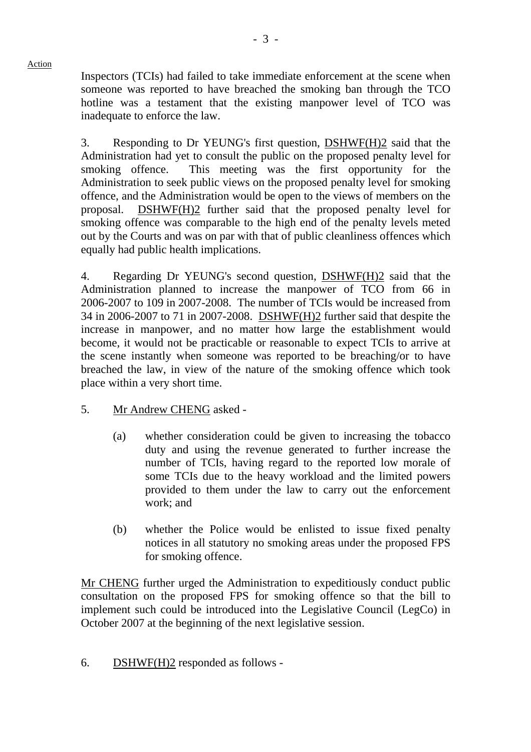Action

Inspectors (TCIs) had failed to take immediate enforcement at the scene when someone was reported to have breached the smoking ban through the TCO hotline was a testament that the existing manpower level of TCO was inadequate to enforce the law.

3. Responding to Dr YEUNG's first question, DSHWF(H)2 said that the Administration had yet to consult the public on the proposed penalty level for smoking offence. This meeting was the first opportunity for the Administration to seek public views on the proposed penalty level for smoking offence, and the Administration would be open to the views of members on the proposal. DSHWF(H)2 further said that the proposed penalty level for smoking offence was comparable to the high end of the penalty levels meted out by the Courts and was on par with that of public cleanliness offences which equally had public health implications.

4. Regarding Dr YEUNG's second question, DSHWF(H)2 said that the Administration planned to increase the manpower of TCO from 66 in 2006-2007 to 109 in 2007-2008. The number of TCIs would be increased from 34 in 2006-2007 to 71 in 2007-2008. DSHWF(H)2 further said that despite the increase in manpower, and no matter how large the establishment would become, it would not be practicable or reasonable to expect TCIs to arrive at the scene instantly when someone was reported to be breaching/or to have breached the law, in view of the nature of the smoking offence which took place within a very short time.

5. Mr Andrew CHENG asked -

(a) whether consideration could be given to increasing the tobacco duty and using the revenue generated to further increase the number of TCIs, having regard to the reported low morale of some TCIs due to the heavy workload and the limited powers provided to them under the law to carry out the enforcement work; and

(b) whether the Police would be enlisted to issue fixed penalty notices in all statutory no smoking areas under the proposed FPS for smoking offence.

Mr CHENG further urged the Administration to expeditiously conduct public consultation on the proposed FPS for smoking offence so that the bill to implement such could be introduced into the Legislative Council (LegCo) in October 2007 at the beginning of the next legislative session.

6. DSHWF(H)2 responded as follows -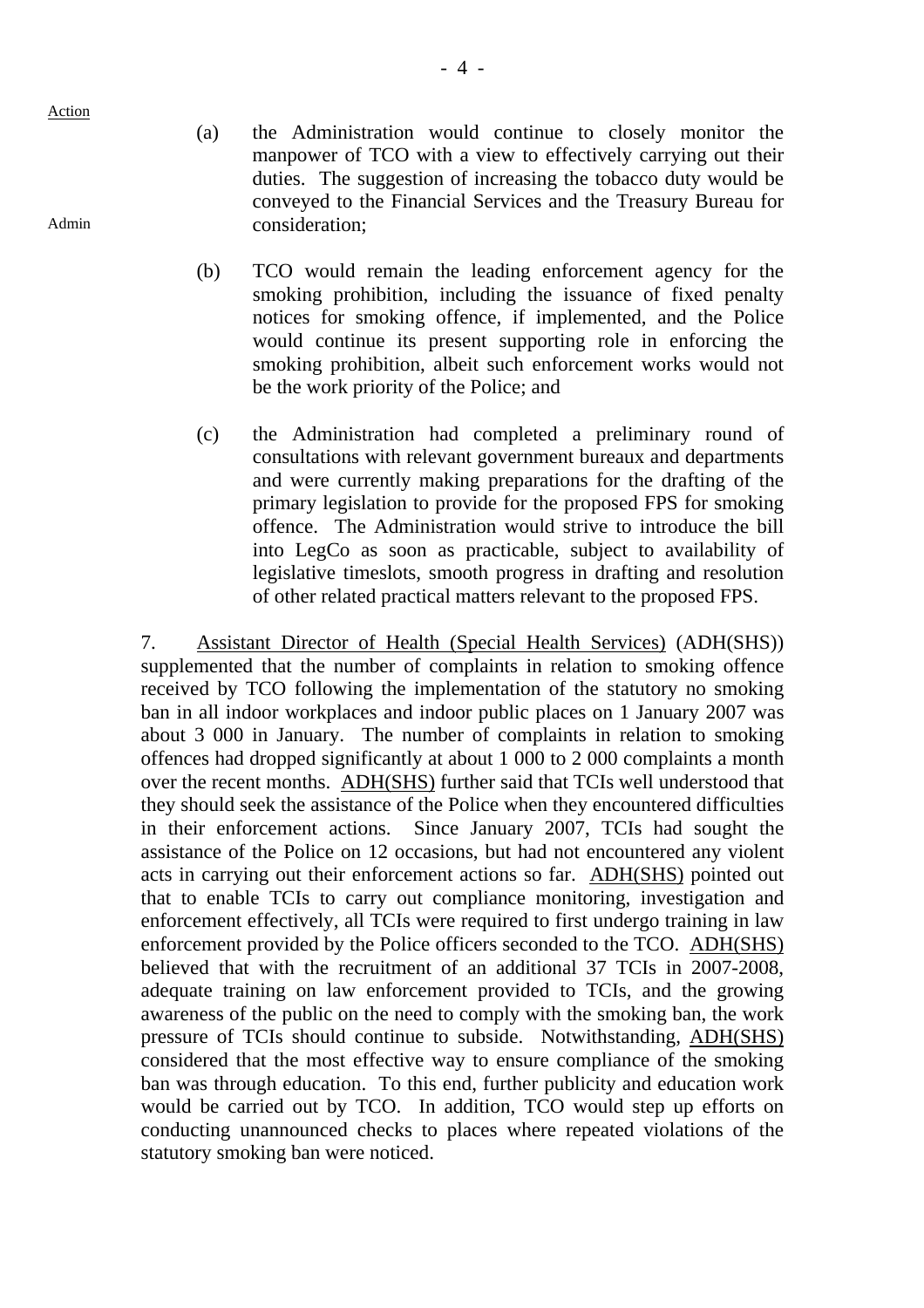Action

(a) the Administration would continue to closely monitor the manpower of TCO with a view to effectively carrying out their duties. The suggestion of increasing the tobacco duty would be conveyed to the Financial Services and the Treasury Bureau for consideration;

Admin

(b) TCO would remain the leading enforcement agency for the smoking prohibition, including the issuance of fixed penalty notices for smoking offence, if implemented, and the Police would continue its present supporting role in enforcing the smoking prohibition, albeit such enforcement works would not be the work priority of the Police; and

(c) the Administration had completed a preliminary round of consultations with relevant government bureaux and departments and were currently making preparations for the drafting of the primary legislation to provide for the proposed FPS for smoking offence. The Administration would strive to introduce the bill into LegCo as soon as practicable, subject to availability of legislative timeslots, smooth progress in drafting and resolution of other related practical matters relevant to the proposed FPS.

7. Assistant Director of Health (Special Health Services) (ADH(SHS)) supplemented that the number of complaints in relation to smoking offence received by TCO following the implementation of the statutory no smoking ban in all indoor workplaces and indoor public places on 1 January 2007 was about 3 000 in January. The number of complaints in relation to smoking offences had dropped significantly at about 1 000 to 2 000 complaints a month over the recent months. ADH(SHS) further said that TCIs well understood that they should seek the assistance of the Police when they encountered difficulties in their enforcement actions. Since January 2007, TCIs had sought the assistance of the Police on 12 occasions, but had not encountered any violent acts in carrying out their enforcement actions so far. ADH(SHS) pointed out that to enable TCIs to carry out compliance monitoring, investigation and enforcement effectively, all TCIs were required to first undergo training in law enforcement provided by the Police officers seconded to the TCO. ADH(SHS) believed that with the recruitment of an additional 37 TCIs in 2007-2008, adequate training on law enforcement provided to TCIs, and the growing awareness of the public on the need to comply with the smoking ban, the work pressure of TCIs should continue to subside. Notwithstanding, ADH(SHS) considered that the most effective way to ensure compliance of the smoking ban was through education. To this end, further publicity and education work would be carried out by TCO. In addition, TCO would step up efforts on conducting unannounced checks to places where repeated violations of the statutory smoking ban were noticed.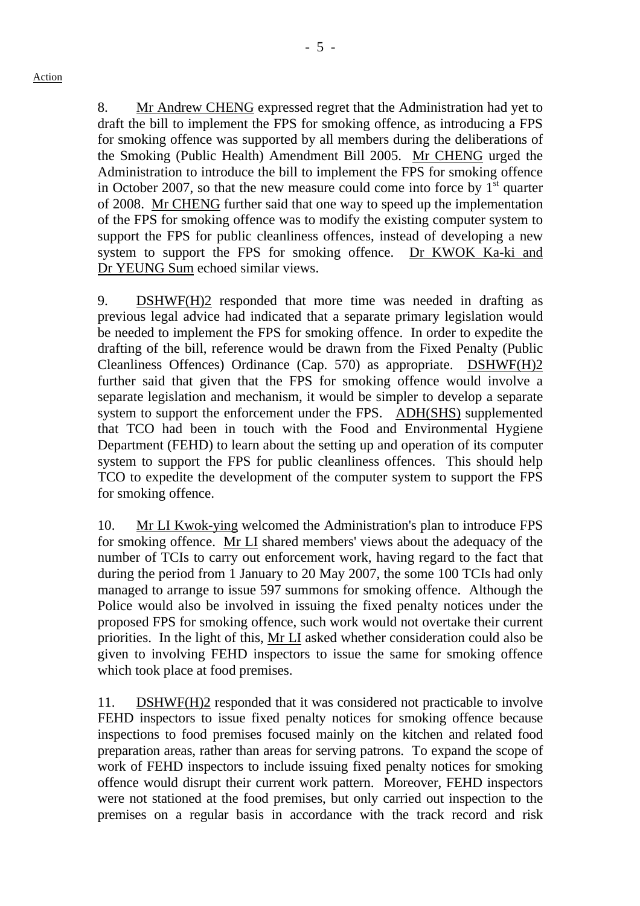Action

8. Mr Andrew CHENG expressed regret that the Administration had yet to draft the bill to implement the FPS for smoking offence, as introducing a FPS for smoking offence was supported by all members during the deliberations of the Smoking (Public Health) Amendment Bill 2005. Mr CHENG urged the Administration to introduce the bill to implement the FPS for smoking offence in October 2007, so that the new measure could come into force by 1st quarter of 2008. Mr CHENG further said that one way to speed up the implementation of the FPS for smoking offence was to modify the existing computer system to support the FPS for public cleanliness offences, instead of developing a new system to support the FPS for smoking offence. Dr KWOK Ka-ki and Dr YEUNG Sum echoed similar views.

9. DSHWF(H)2 responded that more time was needed in drafting as previous legal advice had indicated that a separate primary legislation would be needed to implement the FPS for smoking offence. In order to expedite the drafting of the bill, reference would be drawn from the Fixed Penalty (Public Cleanliness Offences) Ordinance (Cap. 570) as appropriate. DSHWF(H)2 further said that given that the FPS for smoking offence would involve a separate legislation and mechanism, it would be simpler to develop a separate system to support the enforcement under the FPS. ADH(SHS) supplemented that TCO had been in touch with the Food and Environmental Hygiene Department (FEHD) to learn about the setting up and operation of its computer system to support the FPS for public cleanliness offences. This should help TCO to expedite the development of the computer system to support the FPS for smoking offence.

10. Mr LI Kwok-ying welcomed the Administration's plan to introduce FPS for smoking offence. Mr LI shared members' views about the adequacy of the number of TCIs to carry out enforcement work, having regard to the fact that during the period from 1 January to 20 May 2007, the some 100 TCIs had only managed to arrange to issue 597 summons for smoking offence. Although the Police would also be involved in issuing the fixed penalty notices under the proposed FPS for smoking offence, such work would not overtake their current priorities. In the light of this, Mr LI asked whether consideration could also be given to involving FEHD inspectors to issue the same for smoking offence which took place at food premises.

11. DSHWF(H)2 responded that it was considered not practicable to involve FEHD inspectors to issue fixed penalty notices for smoking offence because inspections to food premises focused mainly on the kitchen and related food preparation areas, rather than areas for serving patrons. To expand the scope of work of FEHD inspectors to include issuing fixed penalty notices for smoking offence would disrupt their current work pattern. Moreover, FEHD inspectors were not stationed at the food premises, but only carried out inspection to the premises on a regular basis in accordance with the track record and risk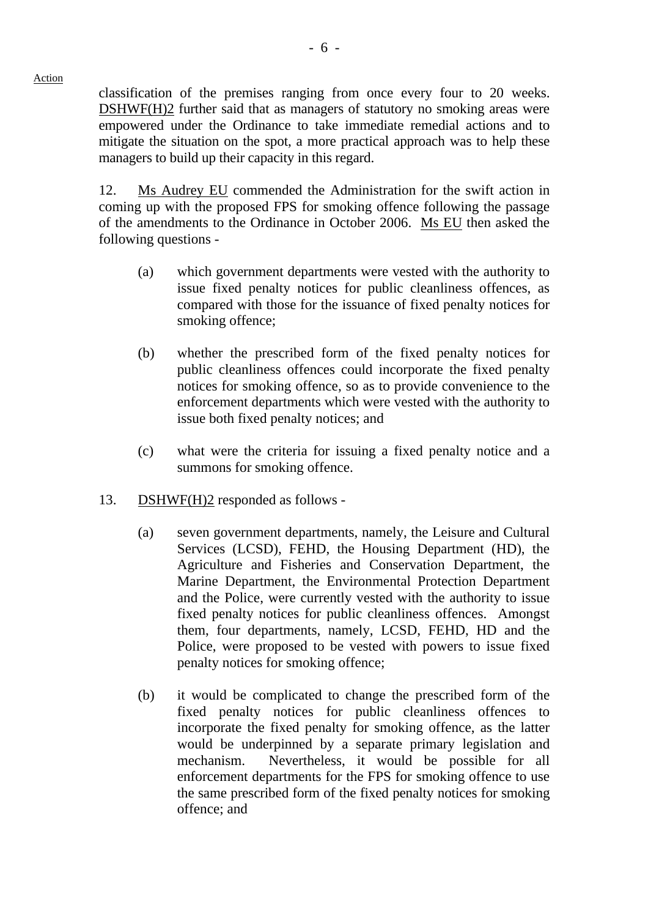Action

classification of the premises ranging from once every four to 20 weeks. DSHWF(H)2 further said that as managers of statutory no smoking areas were empowered under the Ordinance to take immediate remedial actions and to mitigate the situation on the spot, a more practical approach was to help these managers to build up their capacity in this regard.

12. Ms Audrey EU commended the Administration for the swift action in coming up with the proposed FPS for smoking offence following the passage of the amendments to the Ordinance in October 2006. Ms EU then asked the following questions -

(a) which government departments were vested with the authority to issue fixed penalty notices for public cleanliness offences, as compared with those for the issuance of fixed penalty notices for smoking offence;

(b) whether the prescribed form of the fixed penalty notices for public cleanliness offences could incorporate the fixed penalty notices for smoking offence, so as to provide convenience to the enforcement departments which were vested with the authority to issue both fixed penalty notices; and

(c) what were the criteria for issuing a fixed penalty notice and a summons for smoking offence.

13. DSHWF(H)2 responded as follows -

(a) seven government departments, namely, the Leisure and Cultural Services (LCSD), FEHD, the Housing Department (HD), the Agriculture and Fisheries and Conservation Department, the Marine Department, the Environmental Protection Department and the Police, were currently vested with the authority to issue fixed penalty notices for public cleanliness offences. Amongst them, four departments, namely, LCSD, FEHD, HD and the Police, were proposed to be vested with powers to issue fixed penalty notices for smoking offence;

(b) it would be complicated to change the prescribed form of the fixed penalty notices for public cleanliness offences to incorporate the fixed penalty for smoking offence, as the latter would be underpinned by a separate primary legislation and mechanism. Nevertheless, it would be possible for all enforcement departments for the FPS for smoking offence to use the same prescribed form of the fixed penalty notices for smoking offence; and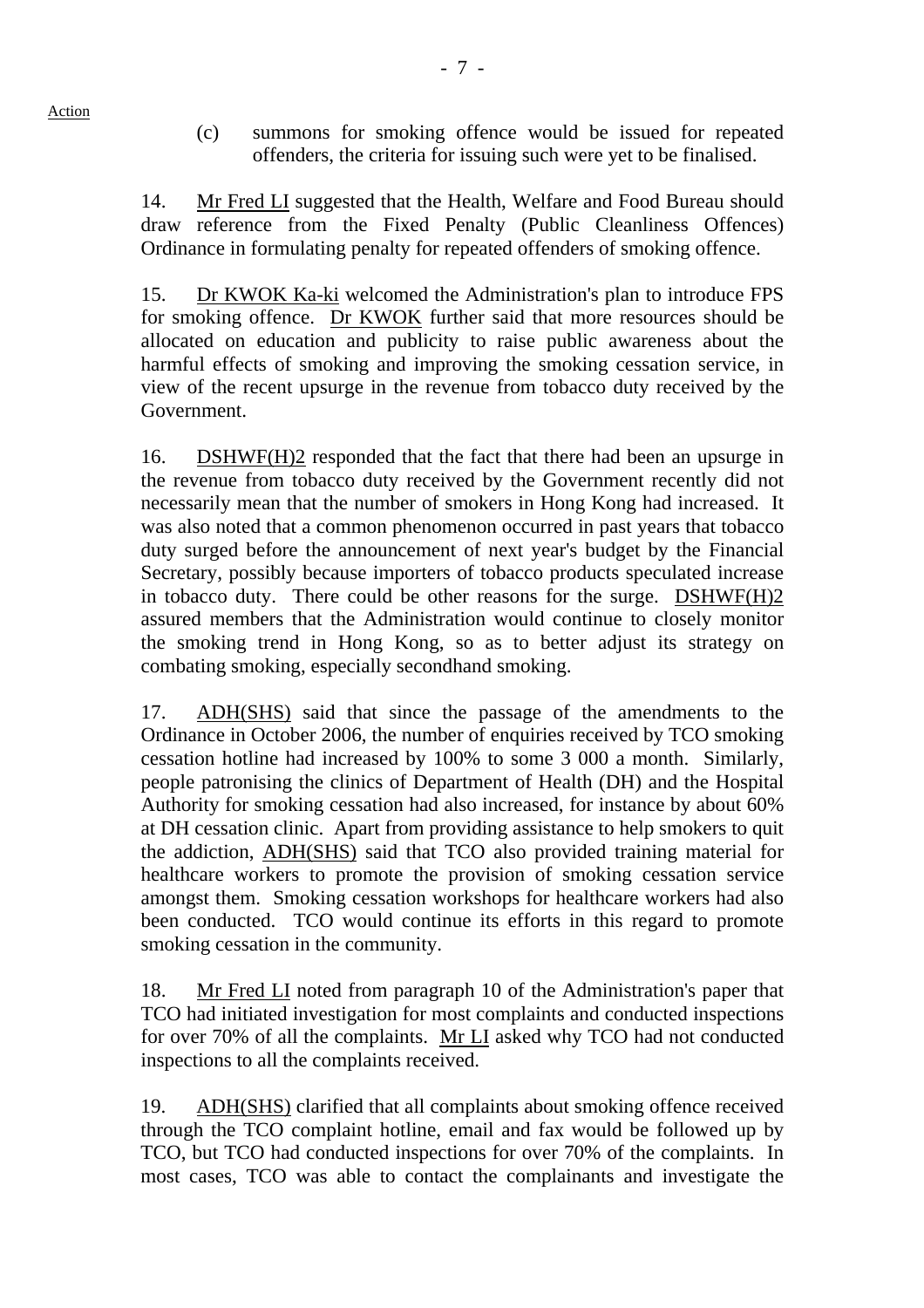(c) summons for smoking offence would be issued for repeated offenders, the criteria for issuing such were yet to be finalised.

14. Mr Fred LI suggested that the Health, Welfare and Food Bureau should draw reference from the Fixed Penalty (Public Cleanliness Offences) Ordinance in formulating penalty for repeated offenders of smoking offence.

15. Dr KWOK Ka-ki welcomed the Administration's plan to introduce FPS for smoking offence. Dr KWOK further said that more resources should be allocated on education and publicity to raise public awareness about the harmful effects of smoking and improving the smoking cessation service, in view of the recent upsurge in the revenue from tobacco duty received by the Government.

16. DSHWF(H)2 responded that the fact that there had been an upsurge in the revenue from tobacco duty received by the Government recently did not necessarily mean that the number of smokers in Hong Kong had increased. It was also noted that a common phenomenon occurred in past years that tobacco duty surged before the announcement of next year's budget by the Financial Secretary, possibly because importers of tobacco products speculated increase in tobacco duty. There could be other reasons for the surge. DSHWF(H)2 assured members that the Administration would continue to closely monitor the smoking trend in Hong Kong, so as to better adjust its strategy on combating smoking, especially secondhand smoking.

17. ADH(SHS) said that since the passage of the amendments to the Ordinance in October 2006, the number of enquiries received by TCO smoking cessation hotline had increased by 100% to some 3 000 a month. Similarly, people patronising the clinics of Department of Health (DH) and the Hospital Authority for smoking cessation had also increased, for instance by about 60% at DH cessation clinic. Apart from providing assistance to help smokers to quit the addiction, ADH(SHS) said that TCO also provided training material for healthcare workers to promote the provision of smoking cessation service amongst them. Smoking cessation workshops for healthcare workers had also been conducted. TCO would continue its efforts in this regard to promote smoking cessation in the community.

18. Mr Fred LI noted from paragraph 10 of the Administration's paper that TCO had initiated investigation for most complaints and conducted inspections for over 70% of all the complaints. Mr LI asked why TCO had not conducted inspections to all the complaints received.

19. ADH(SHS) clarified that all complaints about smoking offence received through the TCO complaint hotline, email and fax would be followed up by TCO, but TCO had conducted inspections for over 70% of the complaints. In most cases, TCO was able to contact the complainants and investigate the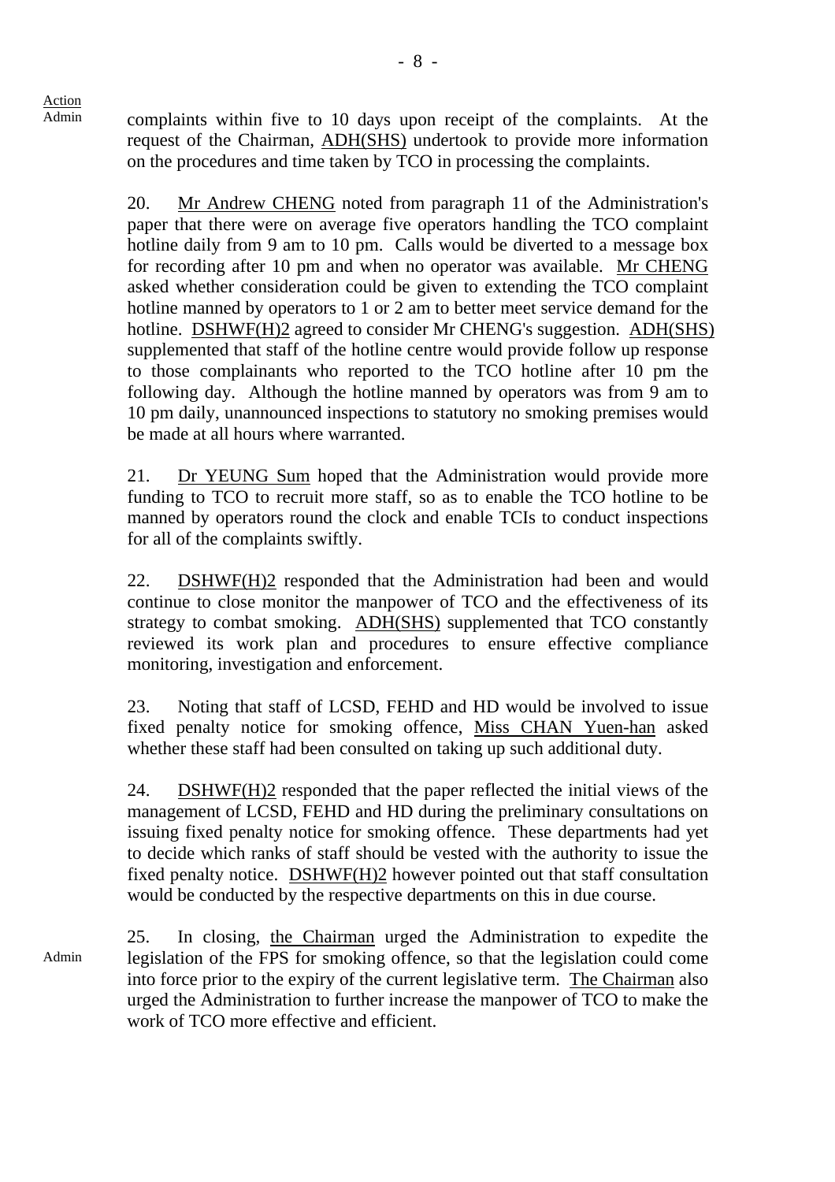Action

Admin

complaints within five to 10 days upon receipt of the complaints. At the request of the Chairman, ADH(SHS) undertook to provide more information on the procedures and time taken by TCO in processing the complaints.

20. Mr Andrew CHENG noted from paragraph 11 of the Administration's paper that there were on average five operators handling the TCO complaint hotline daily from 9 am to 10 pm. Calls would be diverted to a message box for recording after 10 pm and when no operator was available. Mr CHENG asked whether consideration could be given to extending the TCO complaint hotline manned by operators to 1 or 2 am to better meet service demand for the hotline. DSHWF(H)2 agreed to consider Mr CHENG's suggestion. ADH(SHS) supplemented that staff of the hotline centre would provide follow up response to those complainants who reported to the TCO hotline after 10 pm the following day. Although the hotline manned by operators was from 9 am to 10 pm daily, unannounced inspections to statutory no smoking premises would be made at all hours where warranted.

21. Dr YEUNG Sum hoped that the Administration would provide more funding to TCO to recruit more staff, so as to enable the TCO hotline to be manned by operators round the clock and enable TCIs to conduct inspections for all of the complaints swiftly.

22. DSHWF(H)2 responded that the Administration had been and would continue to close monitor the manpower of TCO and the effectiveness of its strategy to combat smoking. ADH(SHS) supplemented that TCO constantly reviewed its work plan and procedures to ensure effective compliance monitoring, investigation and enforcement.

23. Noting that staff of LCSD, FEHD and HD would be involved to issue fixed penalty notice for smoking offence, Miss CHAN Yuen-han asked whether these staff had been consulted on taking up such additional duty.

24. DSHWF(H)2 responded that the paper reflected the initial views of the management of LCSD, FEHD and HD during the preliminary consultations on issuing fixed penalty notice for smoking offence. These departments had yet to decide which ranks of staff should be vested with the authority to issue the fixed penalty notice. DSHWF(H)2 however pointed out that staff consultation would be conducted by the respective departments on this in due course.

Admin

25. In closing, the Chairman urged the Administration to expedite the legislation of the FPS for smoking offence, so that the legislation could come into force prior to the expiry of the current legislative term. The Chairman also urged the Administration to further increase the manpower of TCO to make the work of TCO more effective and efficient.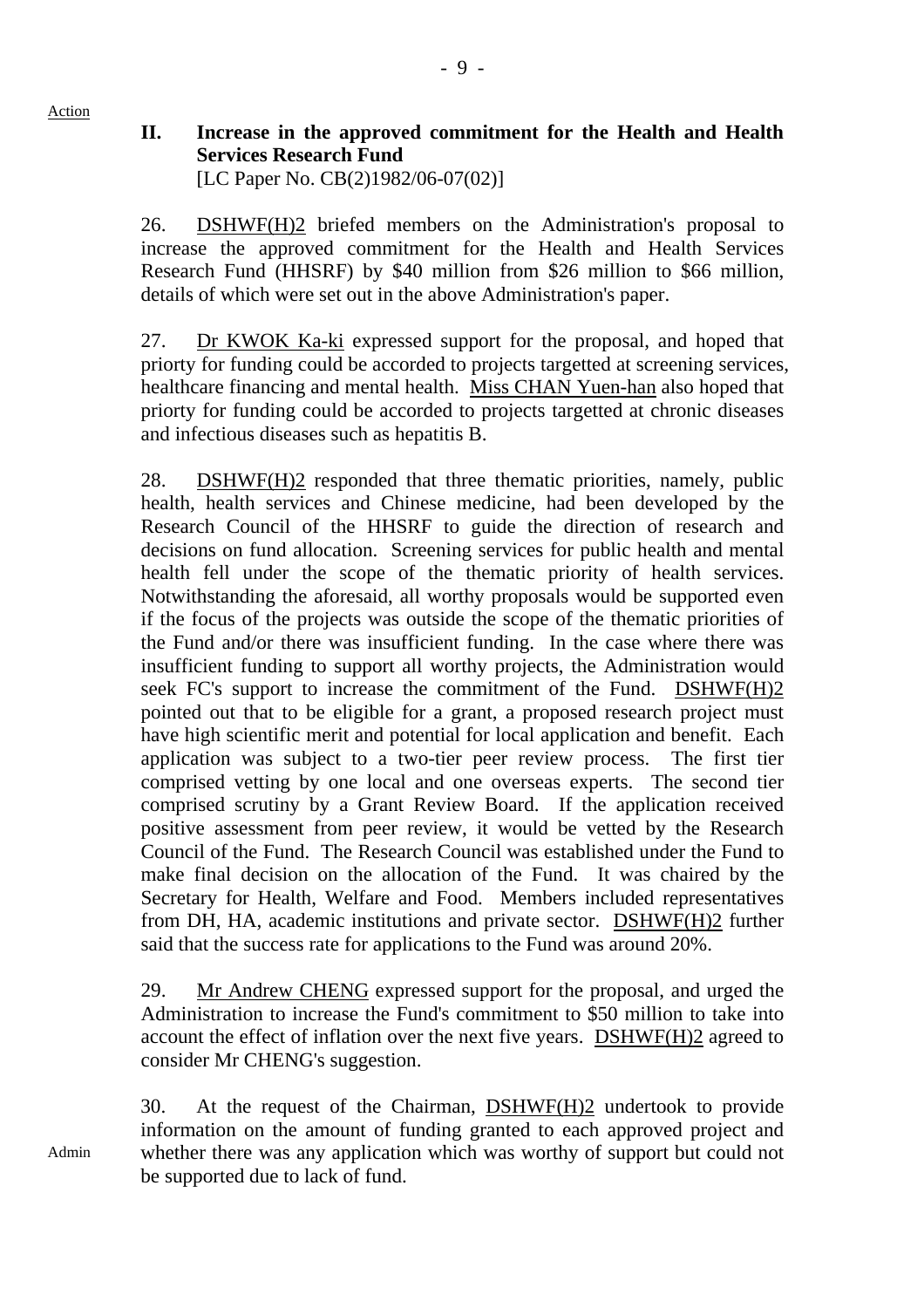Action

## II. Increase in the approved commitment for the Health and Health Services Research Fund

[LC Paper No. CB(2)1982/06-07(02)]

26. DSHWF(H)2 briefed members on the Administration's proposal to increase the approved commitment for the Health and Health Services Research Fund (HHSRF) by $40 million from $26 million to $66 million, details of which were set out in the above Administration's paper.

27. Dr KWOK Ka-ki expressed support for the proposal, and hoped that priorty for funding could be accorded to projects targetted at screening services, healthcare financing and mental health. Miss CHAN Yuen-han also hoped that priorty for funding could be accorded to projects targetted at chronic diseases and infectious diseases such as hepatitis B.

28. DSHWF(H)2 responded that three thematic priorities, namely, public health, health services and Chinese medicine, had been developed by the Research Council of the HHSRF to guide the direction of research and decisions on fund allocation. Screening services for public health and mental health fell under the scope of the thematic priority of health services. Notwithstanding the aforesaid, all worthy proposals would be supported even if the focus of the projects was outside the scope of the thematic priorities of the Fund and/or there was insufficient funding. In the case where there was insufficient funding to support all worthy projects, the Administration would seek FC's support to increase the commitment of the Fund. DSHWF(H)2 pointed out that to be eligible for a grant, a proposed research project must have high scientific merit and potential for local application and benefit. Each application was subject to a two-tier peer review process. The first tier comprised vetting by one local and one overseas experts. The second tier comprised scrutiny by a Grant Review Board. If the application received positive assessment from peer review, it would be vetted by the Research Council of the Fund. The Research Council was established under the Fund to make final decision on the allocation of the Fund. It was chaired by the Secretary for Health, Welfare and Food. Members included representatives from DH, HA, academic institutions and private sector. DSHWF(H)2 further said that the success rate for applications to the Fund was around 20%.

29. Mr Andrew CHENG expressed support for the proposal, and urged the Administration to increase the Fund's commitment to $50 million to take into account the effect of inflation over the next five years. DSHWF(H)2 agreed to consider Mr CHENG's suggestion.

30. At the request of the Chairman, DSHWF(H)2 undertook to provide information on the amount of funding granted to each approved project and whether there was any application which was worthy of support but could not be supported due to lack of fund. — **Admin**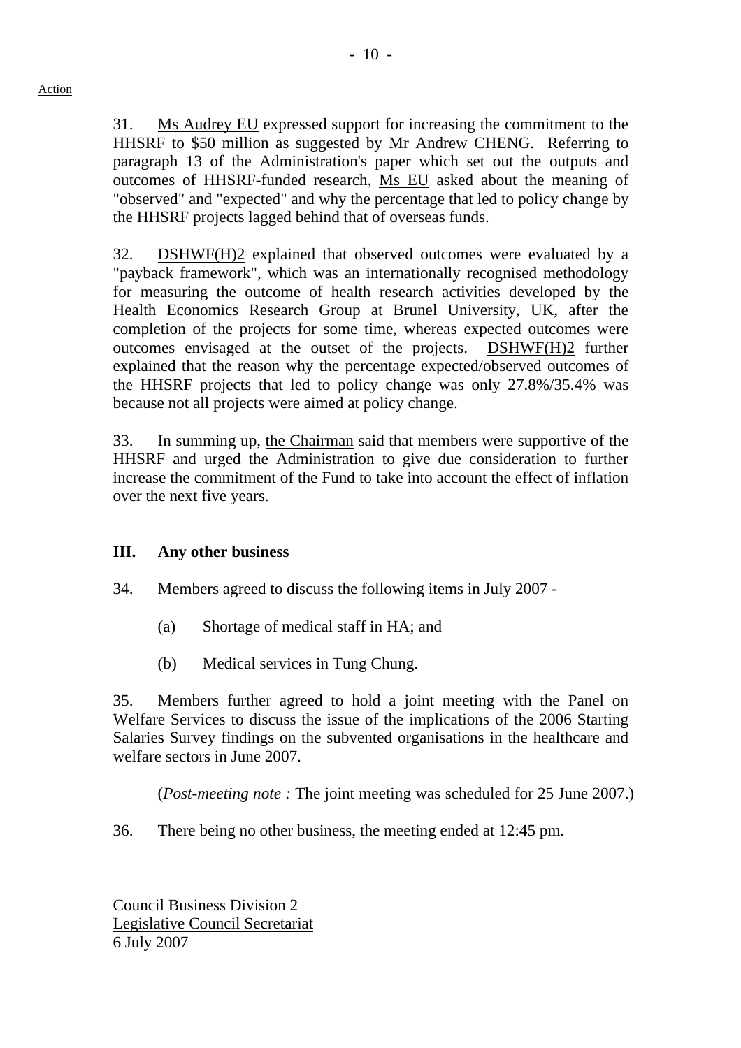Action

31. Ms Audrey EU expressed support for increasing the commitment to the HHSRF to $50 million as suggested by Mr Andrew CHENG. Referring to paragraph 13 of the Administration's paper which set out the outputs and outcomes of HHSRF-funded research, Ms EU asked about the meaning of "observed" and "expected" and why the percentage that led to policy change by the HHSRF projects lagged behind that of overseas funds.

32. DSHWF(H)2 explained that observed outcomes were evaluated by a "payback framework", which was an internationally recognised methodology for measuring the outcome of health research activities developed by the Health Economics Research Group at Brunel University, UK, after the completion of the projects for some time, whereas expected outcomes were outcomes envisaged at the outset of the projects. DSHWF(H)2 further explained that the reason why the percentage expected/observed outcomes of the HHSRF projects that led to policy change was only 27.8%/35.4% was because not all projects were aimed at policy change.

33. In summing up, the Chairman said that members were supportive of the HHSRF and urged the Administration to give due consideration to further increase the commitment of the Fund to take into account the effect of inflation over the next five years.

### III. Any other business

34. Members agreed to discuss the following items in July 2007 -

(a) Shortage of medical staff in HA; and

(b) Medical services in Tung Chung.

35. Members further agreed to hold a joint meeting with the Panel on Welfare Services to discuss the issue of the implications of the 2006 Starting Salaries Survey findings on the subvented organisations in the healthcare and welfare sectors in June 2007.

(*Post-meeting note :* The joint meeting was scheduled for 25 June 2007.)

36. There being no other business, the meeting ended at 12:45 pm.

Council Business Division 2
Legislative Council Secretariat
6 July 2007